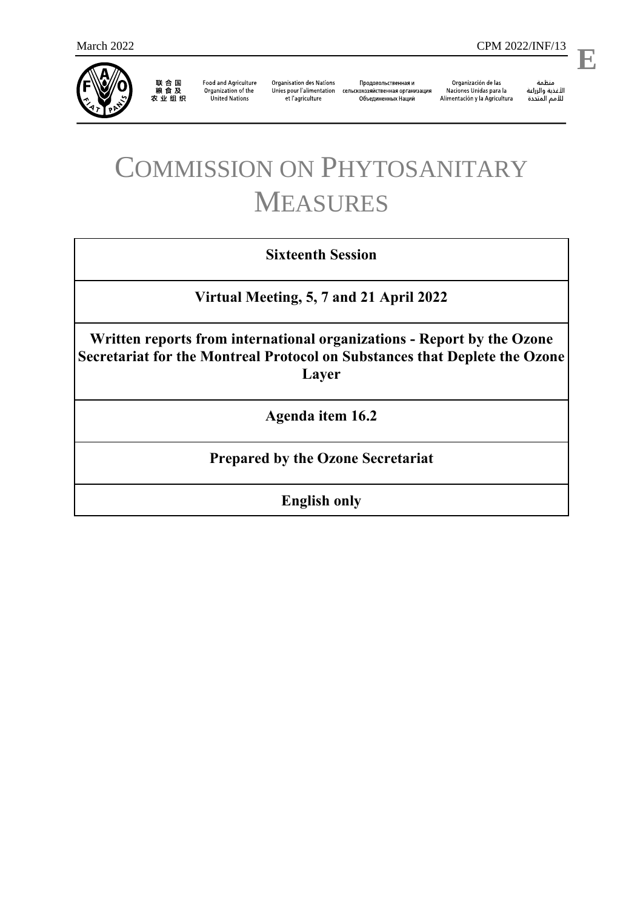March 2022 CPM 2022/INF/13

**E**

联合国粮食及农业组织 | Food and Agriculture Organization of the United Nations | Organisation des Nations Unies pour l'alimentation et l'agriculture | Продовольственная и сельскохозяйственная организация Объединенных Наций | Organización de las Naciones Unidas para la Alimentación y la Agricultura | منظمة الأغذية والزراعة للأمم المتحدة

# COMMISSION ON PHYTOSANITARY MEASURES

| **Sixteenth Session** |
|---|
| **Virtual Meeting, 5, 7 and 21 April 2022** |
| **Written reports from international organizations - Report by the Ozone Secretariat for the Montreal Protocol on Substances that Deplete the Ozone Layer** |
| **Agenda item 16.2** |
| **Prepared by the Ozone Secretariat** |
| **English only** |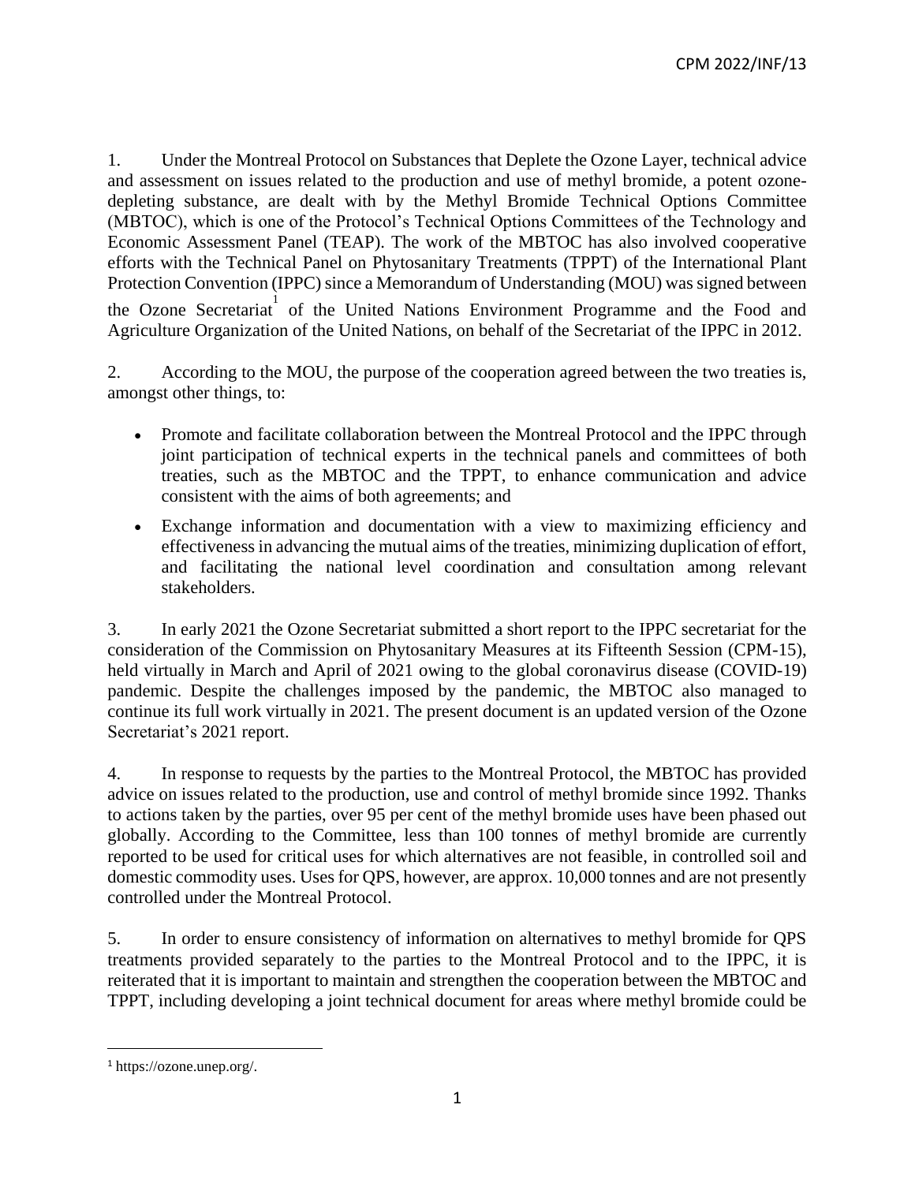1. Under the Montreal Protocol on Substances that Deplete the Ozone Layer, technical advice and assessment on issues related to the production and use of methyl bromide, a potent ozone-depleting substance, are dealt with by the Methyl Bromide Technical Options Committee (MBTOC), which is one of the Protocol's Technical Options Committees of the Technology and Economic Assessment Panel (TEAP). The work of the MBTOC has also involved cooperative efforts with the Technical Panel on Phytosanitary Treatments (TPPT) of the International Plant Protection Convention (IPPC) since a Memorandum of Understanding (MOU) was signed between the Ozone Secretariat[1] of the United Nations Environment Programme and the Food and Agriculture Organization of the United Nations, on behalf of the Secretariat of the IPPC in 2012.

2. According to the MOU, the purpose of the cooperation agreed between the two treaties is, amongst other things, to:

- Promote and facilitate collaboration between the Montreal Protocol and the IPPC through joint participation of technical experts in the technical panels and committees of both treaties, such as the MBTOC and the TPPT, to enhance communication and advice consistent with the aims of both agreements; and
- Exchange information and documentation with a view to maximizing efficiency and effectiveness in advancing the mutual aims of the treaties, minimizing duplication of effort, and facilitating the national level coordination and consultation among relevant stakeholders.

3. In early 2021 the Ozone Secretariat submitted a short report to the IPPC secretariat for the consideration of the Commission on Phytosanitary Measures at its Fifteenth Session (CPM-15), held virtually in March and April of 2021 owing to the global coronavirus disease (COVID-19) pandemic. Despite the challenges imposed by the pandemic, the MBTOC also managed to continue its full work virtually in 2021. The present document is an updated version of the Ozone Secretariat's 2021 report.

4. In response to requests by the parties to the Montreal Protocol, the MBTOC has provided advice on issues related to the production, use and control of methyl bromide since 1992. Thanks to actions taken by the parties, over 95 per cent of the methyl bromide uses have been phased out globally. According to the Committee, less than 100 tonnes of methyl bromide are currently reported to be used for critical uses for which alternatives are not feasible, in controlled soil and domestic commodity uses. Uses for QPS, however, are approx. 10,000 tonnes and are not presently controlled under the Montreal Protocol.

5. In order to ensure consistency of information on alternatives to methyl bromide for QPS treatments provided separately to the parties to the Montreal Protocol and to the IPPC, it is reiterated that it is important to maintain and strengthen the cooperation between the MBTOC and TPPT, including developing a joint technical document for areas where methyl bromide could be

[1] https://ozone.unep.org/.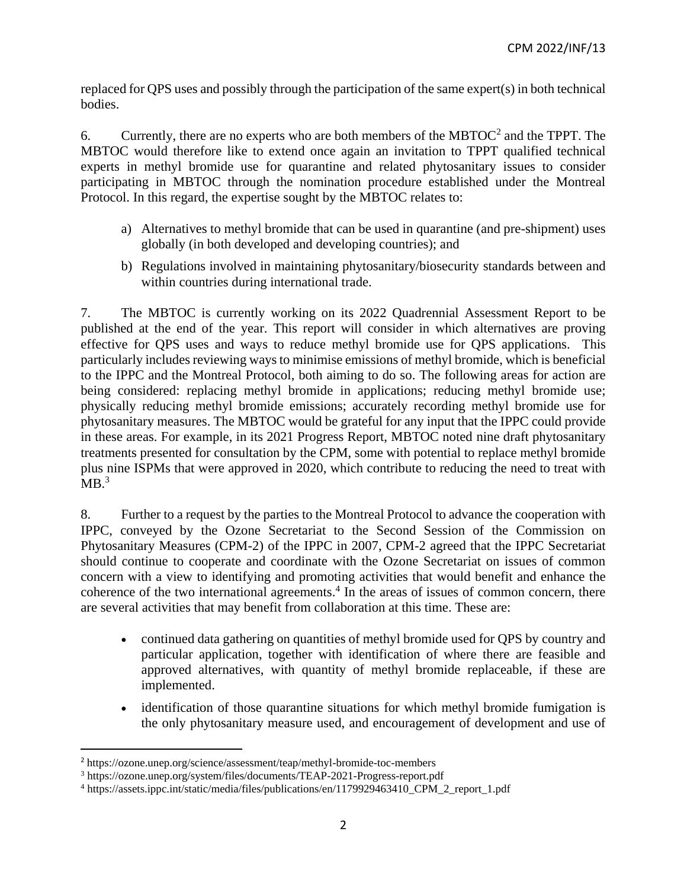replaced for QPS uses and possibly through the participation of the same expert(s) in both technical bodies.

6. Currently, there are no experts who are both members of the MBTOC[2] and the TPPT. The MBTOC would therefore like to extend once again an invitation to TPPT qualified technical experts in methyl bromide use for quarantine and related phytosanitary issues to consider participating in MBTOC through the nomination procedure established under the Montreal Protocol. In this regard, the expertise sought by the MBTOC relates to:

a) Alternatives to methyl bromide that can be used in quarantine (and pre-shipment) uses globally (in both developed and developing countries); and

b) Regulations involved in maintaining phytosanitary/biosecurity standards between and within countries during international trade.

7. The MBTOC is currently working on its 2022 Quadrennial Assessment Report to be published at the end of the year. This report will consider in which alternatives are proving effective for QPS uses and ways to reduce methyl bromide use for QPS applications. This particularly includes reviewing ways to minimise emissions of methyl bromide, which is beneficial to the IPPC and the Montreal Protocol, both aiming to do so. The following areas for action are being considered: replacing methyl bromide in applications; reducing methyl bromide use; physically reducing methyl bromide emissions; accurately recording methyl bromide use for phytosanitary measures. The MBTOC would be grateful for any input that the IPPC could provide in these areas. For example, in its 2021 Progress Report, MBTOC noted nine draft phytosanitary treatments presented for consultation by the CPM, some with potential to replace methyl bromide plus nine ISPMs that were approved in 2020, which contribute to reducing the need to treat with MB.[3]

8. Further to a request by the parties to the Montreal Protocol to advance the cooperation with IPPC, conveyed by the Ozone Secretariat to the Second Session of the Commission on Phytosanitary Measures (CPM-2) of the IPPC in 2007, CPM-2 agreed that the IPPC Secretariat should continue to cooperate and coordinate with the Ozone Secretariat on issues of common concern with a view to identifying and promoting activities that would benefit and enhance the coherence of the two international agreements.[4] In the areas of issues of common concern, there are several activities that may benefit from collaboration at this time. These are:

- continued data gathering on quantities of methyl bromide used for QPS by country and particular application, together with identification of where there are feasible and approved alternatives, with quantity of methyl bromide replaceable, if these are implemented.
- identification of those quarantine situations for which methyl bromide fumigation is the only phytosanitary measure used, and encouragement of development and use of

---

[2] https://ozone.unep.org/science/assessment/teap/methyl-bromide-toc-members

[3] https://ozone.unep.org/system/files/documents/TEAP-2021-Progress-report.pdf

[4] https://assets.ippc.int/static/media/files/publications/en/1179929463410_CPM_2_report_1.pdf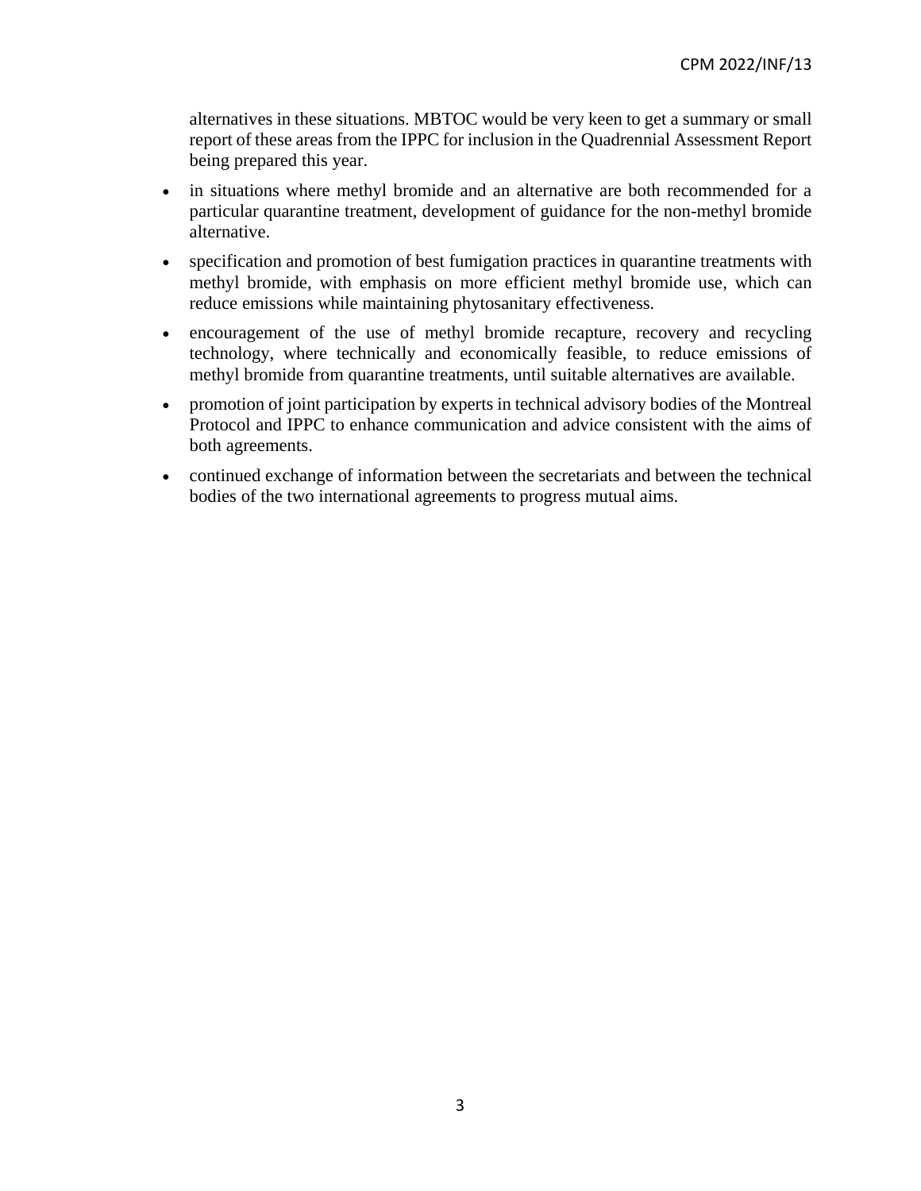alternatives in these situations. MBTOC would be very keen to get a summary or small report of these areas from the IPPC for inclusion in the Quadrennial Assessment Report being prepared this year.

- in situations where methyl bromide and an alternative are both recommended for a particular quarantine treatment, development of guidance for the non-methyl bromide alternative.
- specification and promotion of best fumigation practices in quarantine treatments with methyl bromide, with emphasis on more efficient methyl bromide use, which can reduce emissions while maintaining phytosanitary effectiveness.
- encouragement of the use of methyl bromide recapture, recovery and recycling technology, where technically and economically feasible, to reduce emissions of methyl bromide from quarantine treatments, until suitable alternatives are available.
- promotion of joint participation by experts in technical advisory bodies of the Montreal Protocol and IPPC to enhance communication and advice consistent with the aims of both agreements.
- continued exchange of information between the secretariats and between the technical bodies of the two international agreements to progress mutual aims.